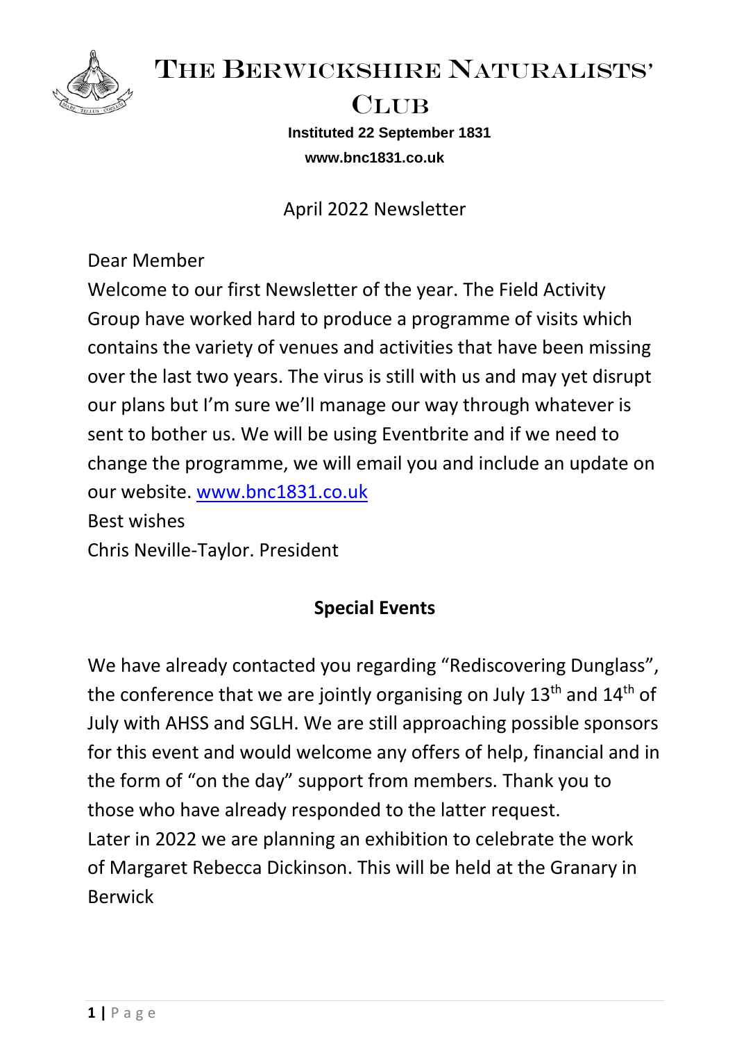# The Berwickshire Naturalists' Club

**Instituted 22 September 1831**

**www.bnc1831.co.uk**

April 2022 Newsletter

Dear Member

Welcome to our first Newsletter of the year. The Field Activity Group have worked hard to produce a programme of visits which contains the variety of venues and activities that have been missing over the last two years. The virus is still with us and may yet disrupt our plans but I'm sure we'll manage our way through whatever is sent to bother us. We will be using Eventbrite and if we need to change the programme, we will email you and include an update on our website. www.bnc1831.co.uk

Best wishes

Chris Neville-Taylor. President

## Special Events

We have already contacted you regarding "Rediscovering Dunglass", the conference that we are jointly organising on July 13th and 14th of July with AHSS and SGLH. We are still approaching possible sponsors for this event and would welcome any offers of help, financial and in the form of "on the day" support from members. Thank you to those who have already responded to the latter request.

Later in 2022 we are planning an exhibition to celebrate the work of Margaret Rebecca Dickinson. This will be held at the Granary in Berwick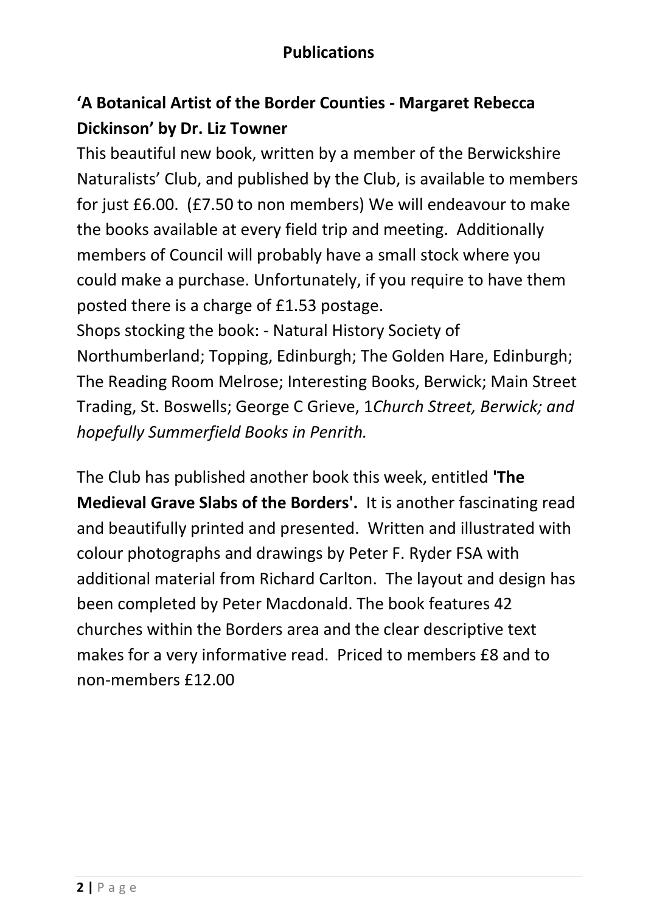## Publications

### 'A Botanical Artist of the Border Counties - Margaret Rebecca Dickinson' by Dr. Liz Towner

This beautiful new book, written by a member of the Berwickshire Naturalists' Club, and published by the Club, is available to members for just £6.00. (£7.50 to non members) We will endeavour to make the books available at every field trip and meeting. Additionally members of Council will probably have a small stock where you could make a purchase. Unfortunately, if you require to have them posted there is a charge of £1.53 postage.

Shops stocking the book: - Natural History Society of Northumberland; Topping, Edinburgh; The Golden Hare, Edinburgh; The Reading Room Melrose; Interesting Books, Berwick; Main Street Trading, St. Boswells; George C Grieve, 1*Church Street, Berwick; and hopefully Summerfield Books in Penrith.*

The Club has published another book this week, entitled **'The Medieval Grave Slabs of the Borders'.** It is another fascinating read and beautifully printed and presented. Written and illustrated with colour photographs and drawings by Peter F. Ryder FSA with additional material from Richard Carlton. The layout and design has been completed by Peter Macdonald. The book features 42 churches within the Borders area and the clear descriptive text makes for a very informative read. Priced to members £8 and to non-members £12.00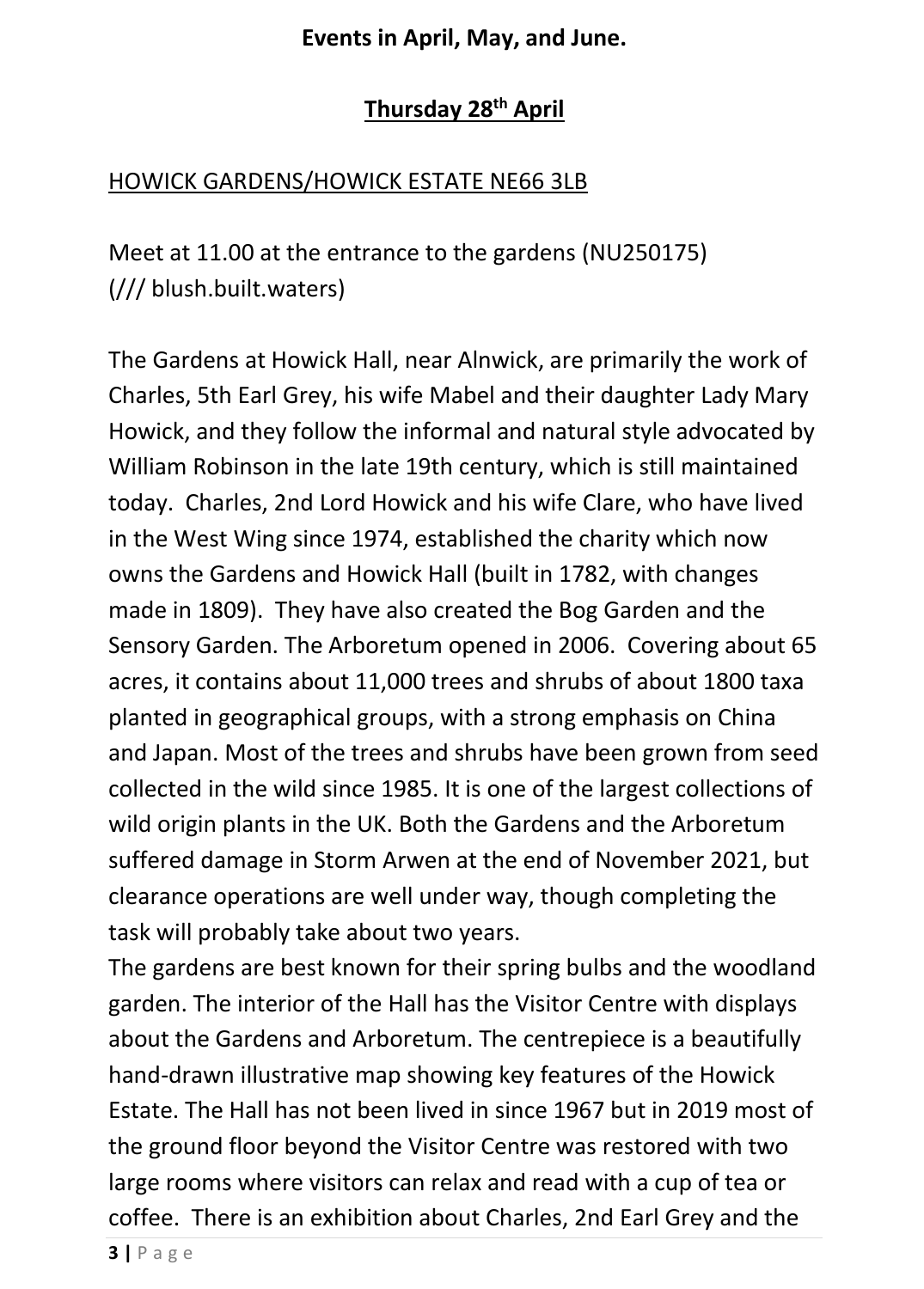**Events in April, May, and June.**

## Thursday 28th April

HOWICK GARDENS/HOWICK ESTATE NE66 3LB

Meet at 11.00 at the entrance to the gardens (NU250175) (/// blush.built.waters)

The Gardens at Howick Hall, near Alnwick, are primarily the work of Charles, 5th Earl Grey, his wife Mabel and their daughter Lady Mary Howick, and they follow the informal and natural style advocated by William Robinson in the late 19th century, which is still maintained today. Charles, 2nd Lord Howick and his wife Clare, who have lived in the West Wing since 1974, established the charity which now owns the Gardens and Howick Hall (built in 1782, with changes made in 1809). They have also created the Bog Garden and the Sensory Garden. The Arboretum opened in 2006. Covering about 65 acres, it contains about 11,000 trees and shrubs of about 1800 taxa planted in geographical groups, with a strong emphasis on China and Japan. Most of the trees and shrubs have been grown from seed collected in the wild since 1985. It is one of the largest collections of wild origin plants in the UK. Both the Gardens and the Arboretum suffered damage in Storm Arwen at the end of November 2021, but clearance operations are well under way, though completing the task will probably take about two years.

The gardens are best known for their spring bulbs and the woodland garden. The interior of the Hall has the Visitor Centre with displays about the Gardens and Arboretum. The centrepiece is a beautifully hand-drawn illustrative map showing key features of the Howick Estate. The Hall has not been lived in since 1967 but in 2019 most of the ground floor beyond the Visitor Centre was restored with two large rooms where visitors can relax and read with a cup of tea or coffee. There is an exhibition about Charles, 2nd Earl Grey and the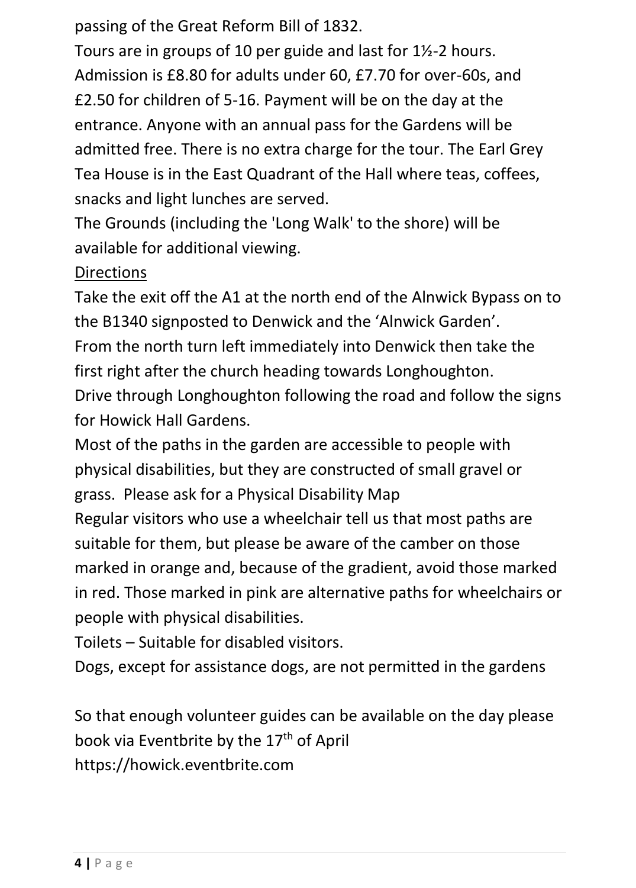passing of the Great Reform Bill of 1832.

Tours are in groups of 10 per guide and last for 1½-2 hours.

Admission is £8.80 for adults under 60, £7.70 for over-60s, and £2.50 for children of 5-16. Payment will be on the day at the entrance. Anyone with an annual pass for the Gardens will be admitted free. There is no extra charge for the tour. The Earl Grey Tea House is in the East Quadrant of the Hall where teas, coffees, snacks and light lunches are served.

The Grounds (including the 'Long Walk' to the shore) will be available for additional viewing.

Directions

Take the exit off the A1 at the north end of the Alnwick Bypass on to the B1340 signposted to Denwick and the 'Alnwick Garden'.

From the north turn left immediately into Denwick then take the first right after the church heading towards Longhoughton.

Drive through Longhoughton following the road and follow the signs for Howick Hall Gardens.

Most of the paths in the garden are accessible to people with physical disabilities, but they are constructed of small gravel or grass. Please ask for a Physical Disability Map

Regular visitors who use a wheelchair tell us that most paths are suitable for them, but please be aware of the camber on those marked in orange and, because of the gradient, avoid those marked in red. Those marked in pink are alternative paths for wheelchairs or people with physical disabilities.

Toilets – Suitable for disabled visitors.

Dogs, except for assistance dogs, are not permitted in the gardens

So that enough volunteer guides can be available on the day please book via Eventbrite by the 17th of April

https://howick.eventbrite.com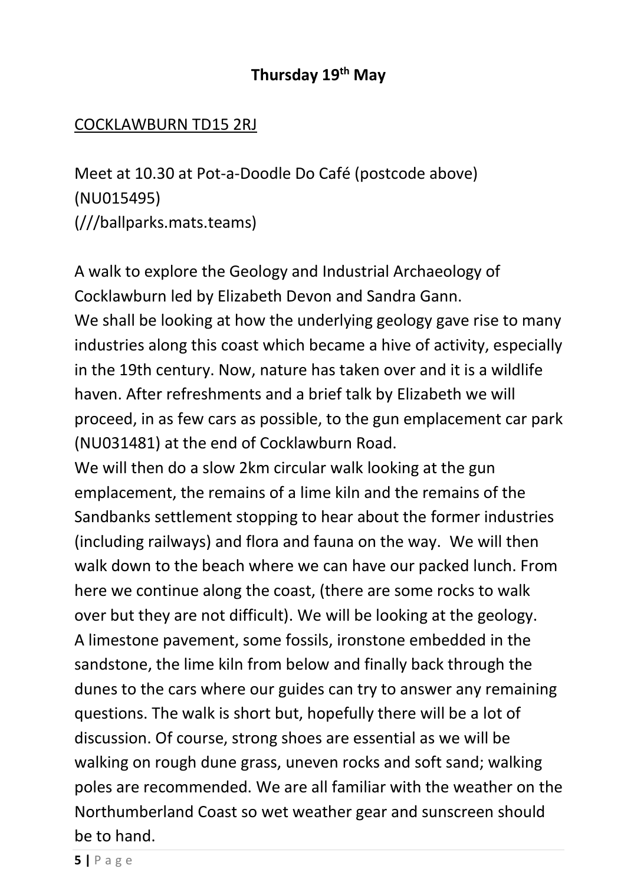**Thursday 19th May**

COCKLAWBURN TD15 2RJ

Meet at 10.30 at Pot-a-Doodle Do Café (postcode above)
(NU015495)
(///ballparks.mats.teams)

A walk to explore the Geology and Industrial Archaeology of Cocklawburn led by Elizabeth Devon and Sandra Gann.
We shall be looking at how the underlying geology gave rise to many industries along this coast which became a hive of activity, especially in the 19th century. Now, nature has taken over and it is a wildlife haven. After refreshments and a brief talk by Elizabeth we will proceed, in as few cars as possible, to the gun emplacement car park (NU031481) at the end of Cocklawburn Road.
We will then do a slow 2km circular walk looking at the gun emplacement, the remains of a lime kiln and the remains of the Sandbanks settlement stopping to hear about the former industries (including railways) and flora and fauna on the way. We will then walk down to the beach where we can have our packed lunch. From here we continue along the coast, (there are some rocks to walk over but they are not difficult). We will be looking at the geology. A limestone pavement, some fossils, ironstone embedded in the sandstone, the lime kiln from below and finally back through the dunes to the cars where our guides can try to answer any remaining questions. The walk is short but, hopefully there will be a lot of discussion. Of course, strong shoes are essential as we will be walking on rough dune grass, uneven rocks and soft sand; walking poles are recommended. We are all familiar with the weather on the Northumberland Coast so wet weather gear and sunscreen should be to hand.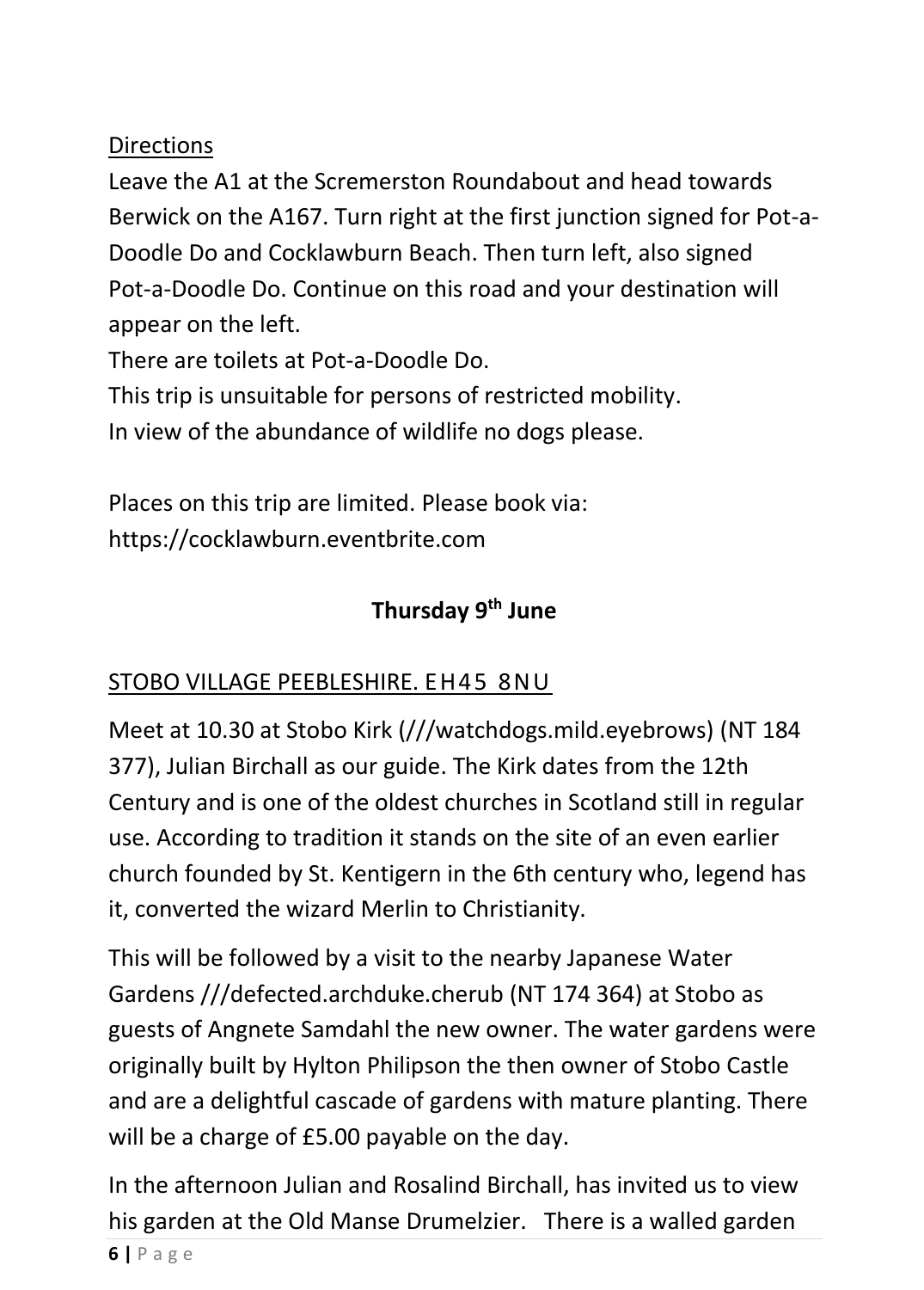Directions

Leave the A1 at the Scremerston Roundabout and head towards Berwick on the A167. Turn right at the first junction signed for Pot-a-Doodle Do and Cocklawburn Beach. Then turn left, also signed Pot-a-Doodle Do. Continue on this road and your destination will appear on the left.

There are toilets at Pot-a-Doodle Do.

This trip is unsuitable for persons of restricted mobility.

In view of the abundance of wildlife no dogs please.

Places on this trip are limited. Please book via: https://cocklawburn.eventbrite.com

## Thursday 9th June

### STOBO VILLAGE PEEBLESHIRE. EH45 8NU

Meet at 10.30 at Stobo Kirk (///watchdogs.mild.eyebrows) (NT 184 377), Julian Birchall as our guide. The Kirk dates from the 12th Century and is one of the oldest churches in Scotland still in regular use. According to tradition it stands on the site of an even earlier church founded by St. Kentigern in the 6th century who, legend has it, converted the wizard Merlin to Christianity.

This will be followed by a visit to the nearby Japanese Water Gardens ///defected.archduke.cherub (NT 174 364) at Stobo as guests of Angnete Samdahl the new owner. The water gardens were originally built by Hylton Philipson the then owner of Stobo Castle and are a delightful cascade of gardens with mature planting. There will be a charge of £5.00 payable on the day.

In the afternoon Julian and Rosalind Birchall, has invited us to view his garden at the Old Manse Drumelzier. There is a walled garden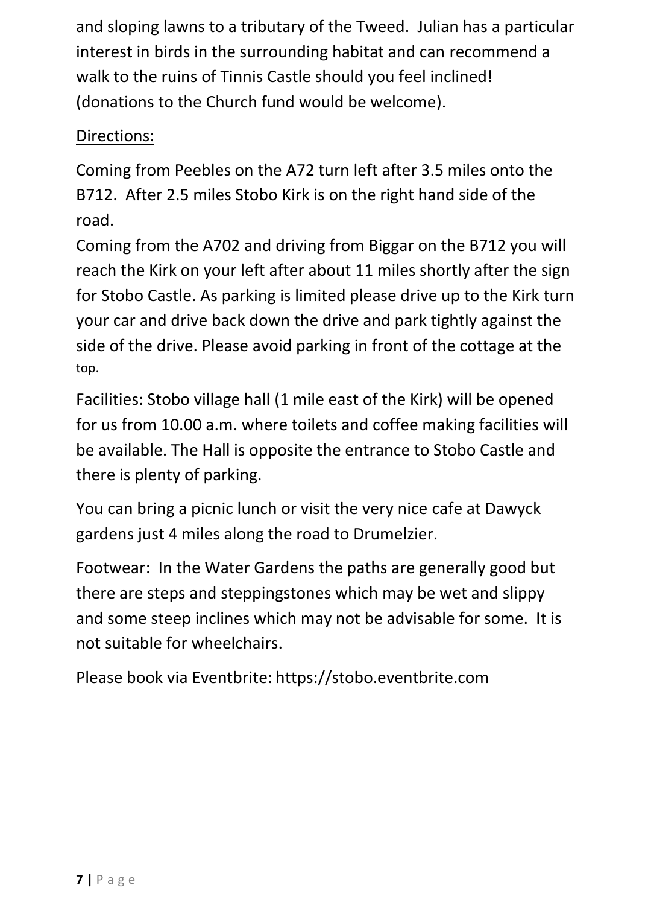and sloping lawns to a tributary of the Tweed. Julian has a particular interest in birds in the surrounding habitat and can recommend a walk to the ruins of Tinnis Castle should you feel inclined! (donations to the Church fund would be welcome).

Directions:

Coming from Peebles on the A72 turn left after 3.5 miles onto the B712. After 2.5 miles Stobo Kirk is on the right hand side of the road.
Coming from the A702 and driving from Biggar on the B712 you will reach the Kirk on your left after about 11 miles shortly after the sign for Stobo Castle. As parking is limited please drive up to the Kirk turn your car and drive back down the drive and park tightly against the side of the drive. Please avoid parking in front of the cottage at the top.

Facilities: Stobo village hall (1 mile east of the Kirk) will be opened for us from 10.00 a.m. where toilets and coffee making facilities will be available. The Hall is opposite the entrance to Stobo Castle and there is plenty of parking.

You can bring a picnic lunch or visit the very nice cafe at Dawyck gardens just 4 miles along the road to Drumelzier.

Footwear: In the Water Gardens the paths are generally good but there are steps and steppingstones which may be wet and slippy and some steep inclines which may not be advisable for some. It is not suitable for wheelchairs.

Please book via Eventbrite: https://stobo.eventbrite.com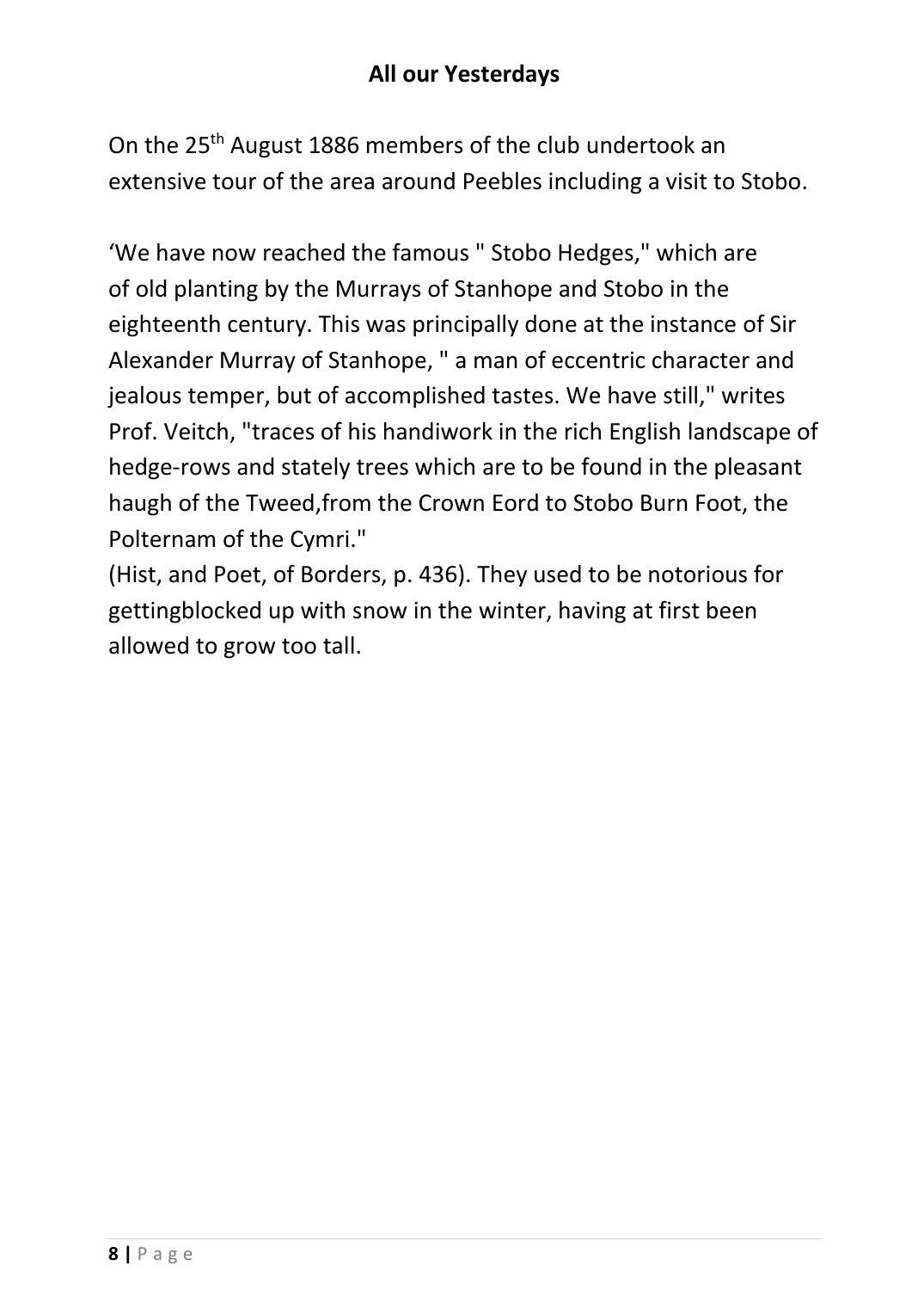## All our Yesterdays

On the 25th August 1886 members of the club undertook an extensive tour of the area around Peebles including a visit to Stobo.

'We have now reached the famous " Stobo Hedges," which are of old planting by the Murrays of Stanhope and Stobo in the eighteenth century. This was principally done at the instance of Sir Alexander Murray of Stanhope, " a man of eccentric character and jealous temper, but of accomplished tastes. We have still," writes Prof. Veitch, "traces of his handiwork in the rich English landscape of hedge-rows and stately trees which are to be found in the pleasant haugh of the Tweed,from the Crown Eord to Stobo Burn Foot, the Polternam of the Cymri."
(Hist, and Poet, of Borders, p. 436). They used to be notorious for gettingblocked up with snow in the winter, having at first been allowed to grow too tall.